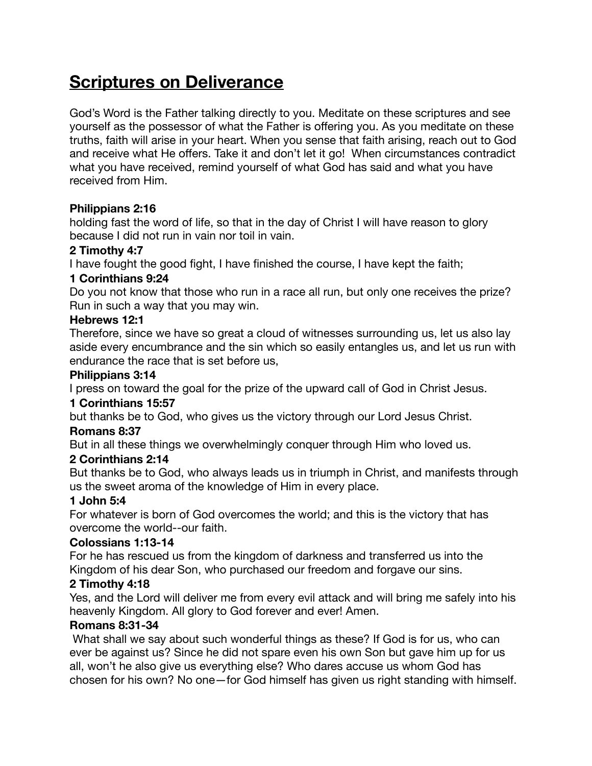# Scriptures on Deliverance

God's Word is the Father talking directly to you. Meditate on these scriptures and see yourself as the possessor of what the Father is offering you. As you meditate on these truths, faith will arise in your heart. When you sense that faith arising, reach out to God and receive what He offers. Take it and don't let it go! When circumstances contradict what you have received, remind yourself of what God has said and what you have received from Him.

**Philippians 2:16**
holding fast the word of life, so that in the day of Christ I will have reason to glory because I did not run in vain nor toil in vain.

**2 Timothy 4:7**
I have fought the good fight, I have finished the course, I have kept the faith;

**1 Corinthians 9:24**
Do you not know that those who run in a race all run, but only one receives the prize? Run in such a way that you may win.

**Hebrews 12:1**
Therefore, since we have so great a cloud of witnesses surrounding us, let us also lay aside every encumbrance and the sin which so easily entangles us, and let us run with endurance the race that is set before us,

**Philippians 3:14**
I press on toward the goal for the prize of the upward call of God in Christ Jesus.

**1 Corinthians 15:57**
but thanks be to God, who gives us the victory through our Lord Jesus Christ.

**Romans 8:37**
But in all these things we overwhelmingly conquer through Him who loved us.

**2 Corinthians 2:14**
But thanks be to God, who always leads us in triumph in Christ, and manifests through us the sweet aroma of the knowledge of Him in every place.

**1 John 5:4**
For whatever is born of God overcomes the world; and this is the victory that has overcome the world--our faith.

**Colossians 1:13-14**
For he has rescued us from the kingdom of darkness and transferred us into the Kingdom of his dear Son, who purchased our freedom and forgave our sins.

**2 Timothy 4:18**
Yes, and the Lord will deliver me from every evil attack and will bring me safely into his heavenly Kingdom. All glory to God forever and ever! Amen.

**Romans 8:31-34**
What shall we say about such wonderful things as these? If God is for us, who can ever be against us? Since he did not spare even his own Son but gave him up for us all, won't he also give us everything else? Who dares accuse us whom God has chosen for his own? No one—for God himself has given us right standing with himself.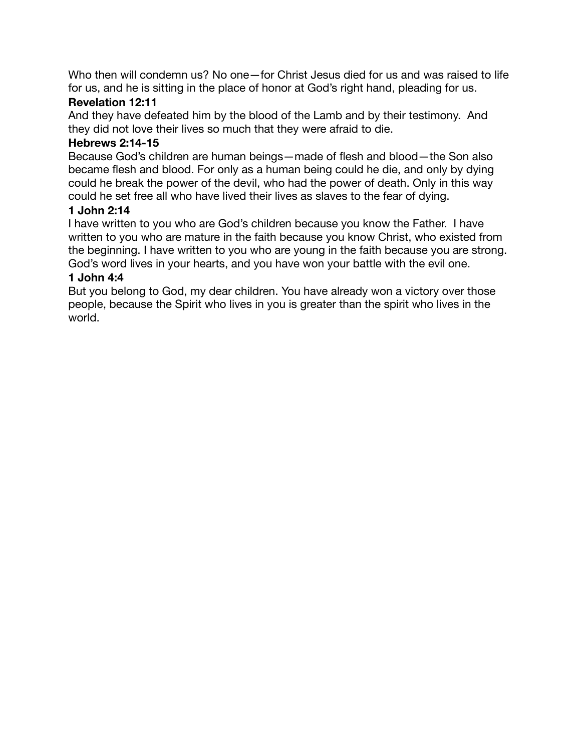Who then will condemn us? No one—for Christ Jesus died for us and was raised to life for us, and he is sitting in the place of honor at God's right hand, pleading for us.

**Revelation 12:11**

And they have defeated him by the blood of the Lamb and by their testimony.  And they did not love their lives so much that they were afraid to die.

**Hebrews 2:14-15**

Because God's children are human beings—made of flesh and blood—the Son also became flesh and blood. For only as a human being could he die, and only by dying could he break the power of the devil, who had the power of death. Only in this way could he set free all who have lived their lives as slaves to the fear of dying.

**1 John 2:14**

I have written to you who are God's children because you know the Father.  I have written to you who are mature in the faith because you know Christ, who existed from the beginning. I have written to you who are young in the faith because you are strong. God's word lives in your hearts, and you have won your battle with the evil one.

**1 John 4:4**

But you belong to God, my dear children. You have already won a victory over those people, because the Spirit who lives in you is greater than the spirit who lives in the world.